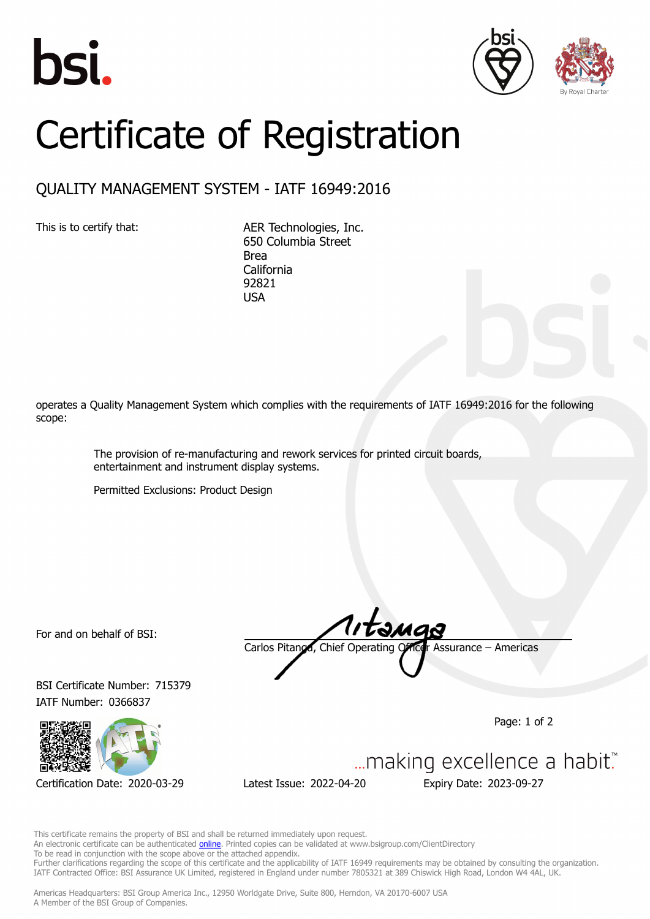# Certificate of Registration

## QUALITY MANAGEMENT SYSTEM - IATF 16949:2016

This is to certify that:

AER Technologies, Inc.
650 Columbia Street
Brea
California
92821
USA

operates a Quality Management System which complies with the requirements of IATF 16949:2016 for the following scope:

The provision of re-manufacturing and rework services for printed circuit boards, entertainment and instrument display systems.

Permitted Exclusions: Product Design

For and on behalf of BSI:

Carlos Pitanga, Chief Operating Officer Assurance – Americas

BSI Certificate Number: 715379
IATF Number: 0366837

...making excellence a habit.™

Certification Date: 2020-03-29 | Latest Issue: 2022-04-20 | Expiry Date: 2023-09-27

This certificate remains the property of BSI and shall be returned immediately upon request.
An electronic certificate can be authenticated online. Printed copies can be validated at www.bsigroup.com/ClientDirectory
To be read in conjunction with the scope above or the attached appendix.
Further clarifications regarding the scope of this certificate and the applicability of IATF 16949 requirements may be obtained by consulting the organization.
IATF Contracted Office: BSI Assurance UK Limited, registered in England under number 7805321 at 389 Chiswick High Road, London W4 4AL, UK.

Americas Headquarters: BSI Group America Inc., 12950 Worldgate Drive, Suite 800, Herndon, VA 20170-6007 USA
A Member of the BSI Group of Companies.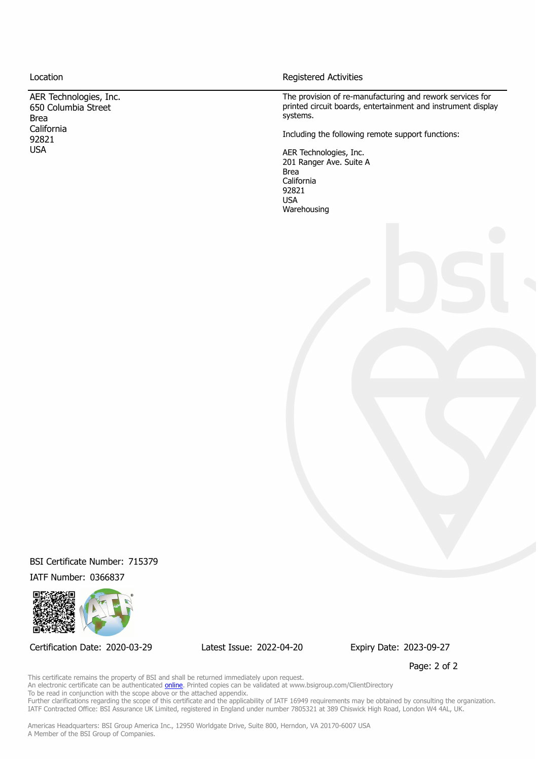| Location | Registered Activities |
|---|---|
| AER Technologies, Inc.<br>650 Columbia Street<br>Brea<br>California<br>92821<br>USA | The provision of re-manufacturing and rework services for printed circuit boards, entertainment and instrument display systems.<br><br>Including the following remote support functions:<br><br>AER Technologies, Inc.<br>201 Ranger Ave. Suite A<br>Brea<br>California<br>92821<br>USA<br>Warehousing |

BSI Certificate Number: 715379

IATF Number: 0366837

Certification Date: 2020-03-29 Latest Issue: 2022-04-20 Expiry Date: 2023-09-27

This certificate remains the property of BSI and shall be returned immediately upon request.
An electronic certificate can be authenticated online. Printed copies can be validated at www.bsigroup.com/ClientDirectory
To be read in conjunction with the scope above or the attached appendix.
Further clarifications regarding the scope of this certificate and the applicability of IATF 16949 requirements may be obtained by consulting the organization.
IATF Contracted Office: BSI Assurance UK Limited, registered in England under number 7805321 at 389 Chiswick High Road, London W4 4AL, UK.

Americas Headquarters: BSI Group America Inc., 12950 Worldgate Drive, Suite 800, Herndon, VA 20170-6007 USA
A Member of the BSI Group of Companies.